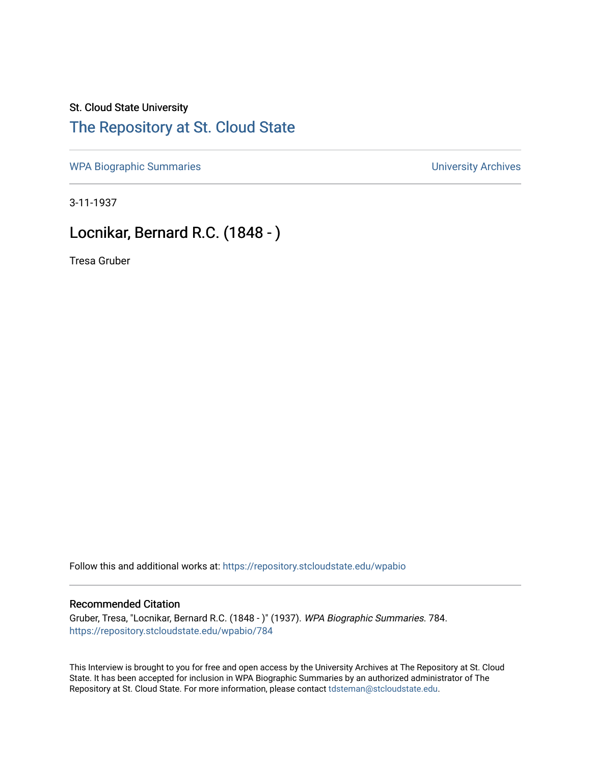St. Cloud State University

# The Repository at St. Cloud State

WPA Biographic Summaries

University Archives

3-11-1937

## Locnikar, Bernard R.C. (1848 - )

Tresa Gruber

Follow this and additional works at: https://repository.stcloudstate.edu/wpabio

### Recommended Citation

Gruber, Tresa, "Locnikar, Bernard R.C. (1848 - )" (1937). *WPA Biographic Summaries*. 784.
https://repository.stcloudstate.edu/wpabio/784

This Interview is brought to you for free and open access by the University Archives at The Repository at St. Cloud State. It has been accepted for inclusion in WPA Biographic Summaries by an authorized administrator of The Repository at St. Cloud State. For more information, please contact tdsteman@stcloudstate.edu.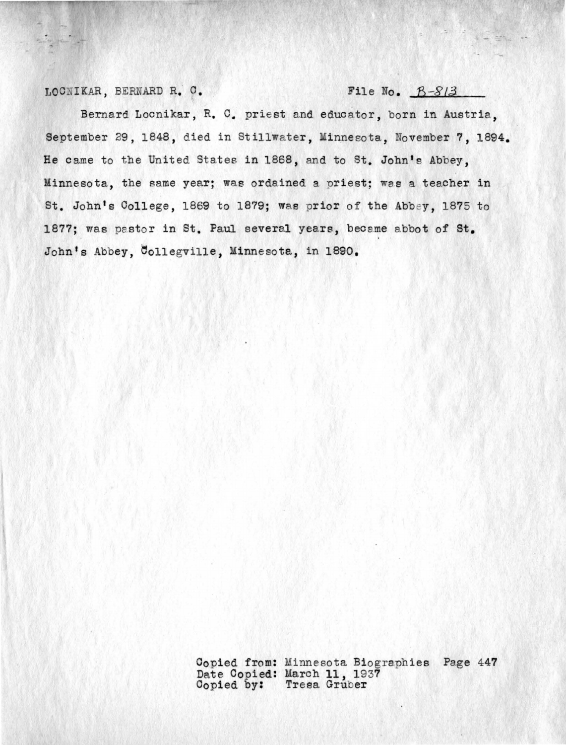LOCNIKAR, BERNARD R. C. File No. B-813

Bernard Locnikar, R. C. priest and educator, born in Austria, September 29, 1848, died in Stillwater, Minnesota, November 7, 1894. He came to the United States in 1868, and to St. John's Abbey, Minnesota, the same year; was ordained a priest; was a teacher in St. John's College, 1869 to 1879; was prior of the Abbey, 1875 to 1877; was pastor in St. Paul several years, became abbot of St. John's Abbey, Collegville, Minnesota, in 1890.

Copied from: Minnesota Biographies Page 447
Date Copied: March 11, 1937
Copied by: Tresa Gruber